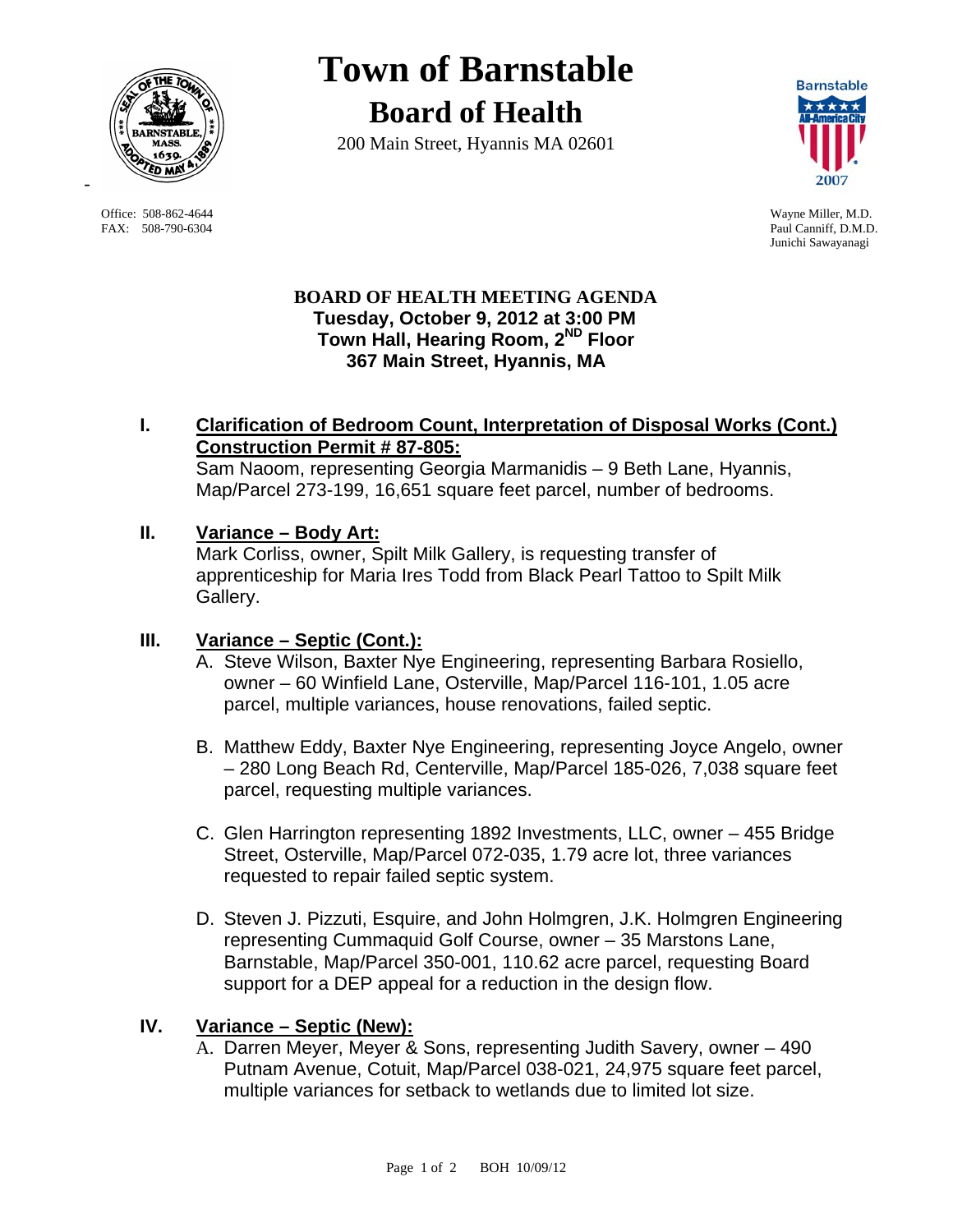# Town of Barnstable

## Board of Health

200 Main Street, Hyannis MA 02601

Office: 508-862-4644
FAX: 508-790-6304

Wayne Miller, M.D.
Paul Canniff, D.M.D.
Junichi Sawayanagi

**BOARD OF HEALTH MEETING AGENDA**
**Tuesday, October 9, 2012 at 3:00 PM**
**Town Hall, Hearing Room, 2ND Floor**
**367 Main Street, Hyannis, MA**

**I. Clarification of Bedroom Count, Interpretation of Disposal Works (Cont.) Construction Permit # 87-805:**

Sam Naoom, representing Georgia Marmanidis – 9 Beth Lane, Hyannis, Map/Parcel 273-199, 16,651 square feet parcel, number of bedrooms.

**II. Variance – Body Art:**

Mark Corliss, owner, Spilt Milk Gallery, is requesting transfer of apprenticeship for Maria Ires Todd from Black Pearl Tattoo to Spilt Milk Gallery.

**III. Variance – Septic (Cont.):**

A. Steve Wilson, Baxter Nye Engineering, representing Barbara Rosiello, owner – 60 Winfield Lane, Osterville, Map/Parcel 116-101, 1.05 acre parcel, multiple variances, house renovations, failed septic.

B. Matthew Eddy, Baxter Nye Engineering, representing Joyce Angelo, owner – 280 Long Beach Rd, Centerville, Map/Parcel 185-026, 7,038 square feet parcel, requesting multiple variances.

C. Glen Harrington representing 1892 Investments, LLC, owner – 455 Bridge Street, Osterville, Map/Parcel 072-035, 1.79 acre lot, three variances requested to repair failed septic system.

D. Steven J. Pizzuti, Esquire, and John Holmgren, J.K. Holmgren Engineering representing Cummaquid Golf Course, owner – 35 Marstons Lane, Barnstable, Map/Parcel 350-001, 110.62 acre parcel, requesting Board support for a DEP appeal for a reduction in the design flow.

**IV. Variance – Septic (New):**

A. Darren Meyer, Meyer & Sons, representing Judith Savery, owner – 490 Putnam Avenue, Cotuit, Map/Parcel 038-021, 24,975 square feet parcel, multiple variances for setback to wetlands due to limited lot size.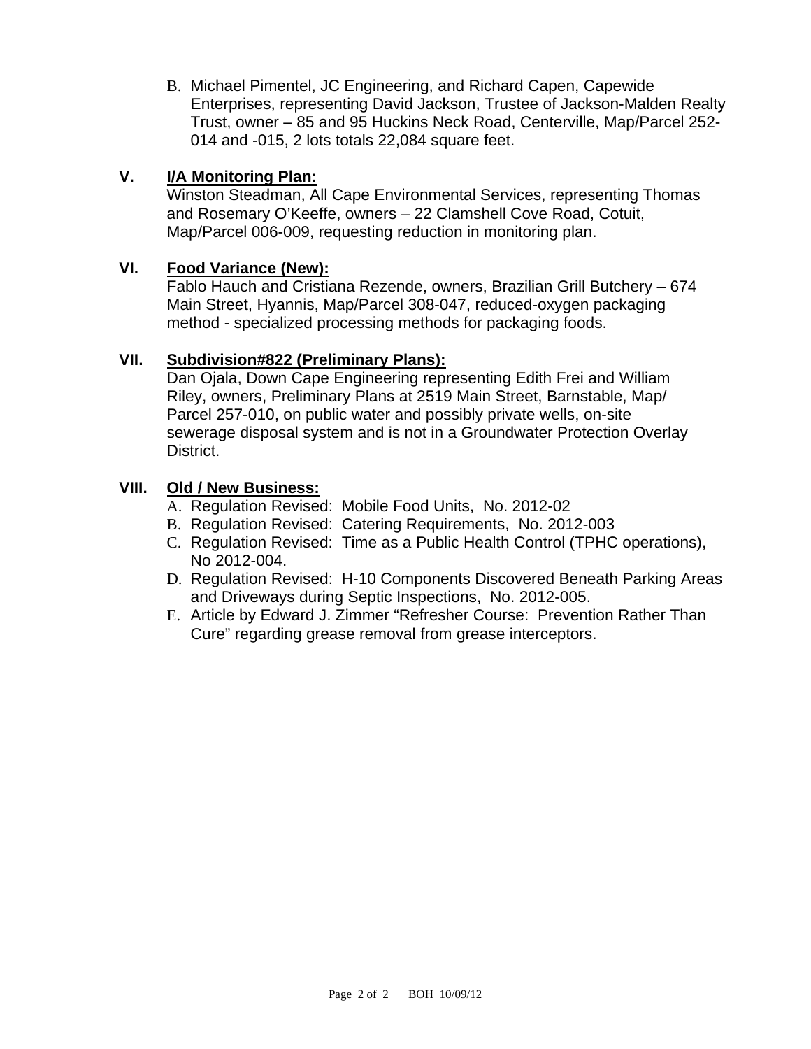B. Michael Pimentel, JC Engineering, and Richard Capen, Capewide Enterprises, representing David Jackson, Trustee of Jackson-Malden Realty Trust, owner – 85 and 95 Huckins Neck Road, Centerville, Map/Parcel 252-014 and -015, 2 lots totals 22,084 square feet.

**V. I/A Monitoring Plan:**

Winston Steadman, All Cape Environmental Services, representing Thomas and Rosemary O'Keeffe, owners – 22 Clamshell Cove Road, Cotuit, Map/Parcel 006-009, requesting reduction in monitoring plan.

**VI. Food Variance (New):**

Fablo Hauch and Cristiana Rezende, owners, Brazilian Grill Butchery – 674 Main Street, Hyannis, Map/Parcel 308-047, reduced-oxygen packaging method - specialized processing methods for packaging foods.

**VII. Subdivision#822 (Preliminary Plans):**

Dan Ojala, Down Cape Engineering representing Edith Frei and William Riley, owners, Preliminary Plans at 2519 Main Street, Barnstable, Map/ Parcel 257-010, on public water and possibly private wells, on-site sewerage disposal system and is not in a Groundwater Protection Overlay District.

**VIII. Old / New Business:**

A. Regulation Revised: Mobile Food Units, No. 2012-02
B. Regulation Revised: Catering Requirements, No. 2012-003
C. Regulation Revised: Time as a Public Health Control (TPHC operations), No 2012-004.
D. Regulation Revised: H-10 Components Discovered Beneath Parking Areas and Driveways during Septic Inspections, No. 2012-005.
E. Article by Edward J. Zimmer "Refresher Course: Prevention Rather Than Cure" regarding grease removal from grease interceptors.